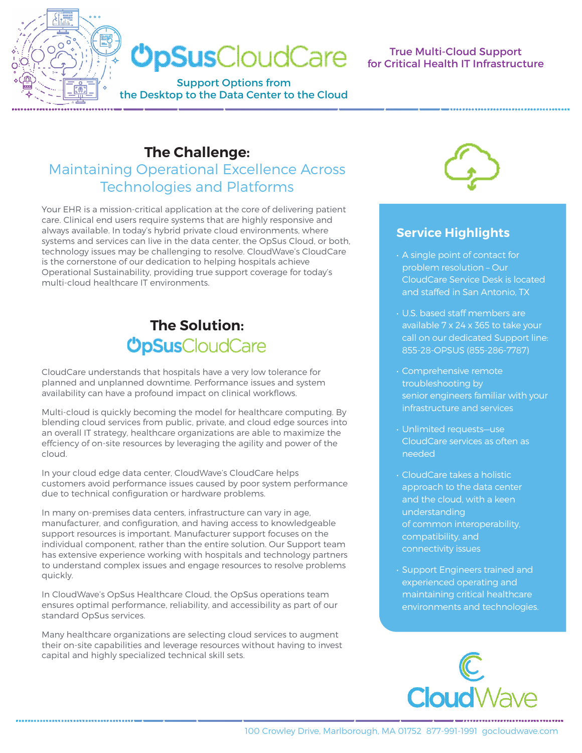# OpSusCloudCare

Support Options from the Desktop to the Data Center to the Cloud

True Multi-Cloud Support for Critical Health IT Infrastructure

## The Challenge:

### Maintaining Operational Excellence Across Technologies and Platforms

Your EHR is a mission-critical application at the core of delivering patient care. Clinical end users require systems that are highly responsive and always available. In today's hybrid private cloud environments, where systems and services can live in the data center, the OpSus Cloud, or both, technology issues may be challenging to resolve. CloudWave's CloudCare is the cornerstone of our dedication to helping hospitals achieve Operational Sustainability, providing true support coverage for today's multi-cloud healthcare IT environments.

## The Solution:

### OpSusCloudCare

CloudCare understands that hospitals have a very low tolerance for planned and unplanned downtime. Performance issues and system availability can have a profound impact on clinical workflows.

Multi-cloud is quickly becoming the model for healthcare computing. By blending cloud services from public, private, and cloud edge sources into an overall IT strategy, healthcare organizations are able to maximize the effciency of on-site resources by leveraging the agility and power of the cloud.

In your cloud edge data center, CloudWave's CloudCare helps customers avoid performance issues caused by poor system performance due to technical configuration or hardware problems.

In many on-premises data centers, infrastructure can vary in age, manufacturer, and configuration, and having access to knowledgeable support resources is important. Manufacturer support focuses on the individual component, rather than the entire solution. Our Support team has extensive experience working with hospitals and technology partners to understand complex issues and engage resources to resolve problems quickly.

In CloudWave's OpSus Healthcare Cloud, the OpSus operations team ensures optimal performance, reliability, and accessibility as part of our standard OpSus services.

Many healthcare organizations are selecting cloud services to augment their on-site capabilities and leverage resources without having to invest capital and highly specialized technical skill sets.

## Service Highlights

- A single point of contact for problem resolution – Our CloudCare Service Desk is located and staffed in San Antonio, TX
- U.S. based staff members are available 7 x 24 x 365 to take your call on our dedicated Support line: 855-28-OPSUS (855-286-7787)
- Comprehensive remote troubleshooting by senior engineers familiar with your infrastructure and services
- Unlimited requests—use CloudCare services as often as needed
- CloudCare takes a holistic approach to the data center and the cloud, with a keen understanding of common interoperability, compatibility, and connectivity issues
- Support Engineers trained and experienced operating and maintaining critical healthcare environments and technologies.

CloudWave

100 Crowley Drive, Marlborough, MA 01752 877-991-1991 gocloudwave.com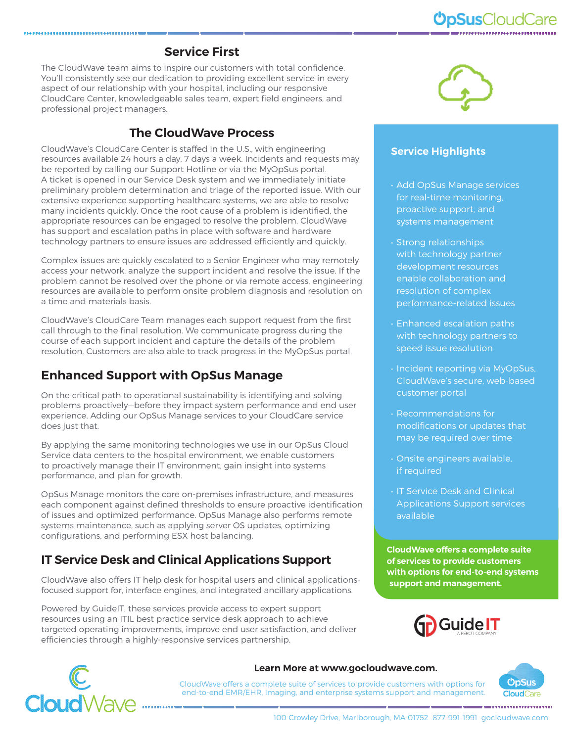## Service First

The CloudWave team aims to inspire our customers with total confidence. You'll consistently see our dedication to providing excellent service in every aspect of our relationship with your hospital, including our responsive CloudCare Center, knowledgeable sales team, expert field engineers, and professional project managers.

## The CloudWave Process

CloudWave's CloudCare Center is staffed in the U.S., with engineering resources available 24 hours a day, 7 days a week. Incidents and requests may be reported by calling our Support Hotline or via the MyOpSus portal. A ticket is opened in our Service Desk system and we immediately initiate preliminary problem determination and triage of the reported issue. With our extensive experience supporting healthcare systems, we are able to resolve many incidents quickly. Once the root cause of a problem is identified, the appropriate resources can be engaged to resolve the problem. CloudWave has support and escalation paths in place with software and hardware technology partners to ensure issues are addressed efficiently and quickly.

Complex issues are quickly escalated to a Senior Engineer who may remotely access your network, analyze the support incident and resolve the issue. If the problem cannot be resolved over the phone or via remote access, engineering resources are available to perform onsite problem diagnosis and resolution on a time and materials basis.

CloudWave's CloudCare Team manages each support request from the first call through to the final resolution. We communicate progress during the course of each support incident and capture the details of the problem resolution. Customers are also able to track progress in the MyOpSus portal.

## Enhanced Support with OpSus Manage

On the critical path to operational sustainability is identifying and solving problems proactively—before they impact system performance and end user experience. Adding our OpSus Manage services to your CloudCare service does just that.

By applying the same monitoring technologies we use in our OpSus Cloud Service data centers to the hospital environment, we enable customers to proactively manage their IT environment, gain insight into systems performance, and plan for growth.

OpSus Manage monitors the core on-premises infrastructure, and measures each component against defined thresholds to ensure proactive identification of issues and optimized performance. OpSus Manage also performs remote systems maintenance, such as applying server OS updates, optimizing configurations, and performing ESX host balancing.

## IT Service Desk and Clinical Applications Support

CloudWave also offers IT help desk for hospital users and clinical applications-focused support for, interface engines, and integrated ancillary applications.

Powered by GuideIT, these services provide access to expert support resources using an ITIL best practice service desk approach to achieve targeted operating improvements, improve end user satisfaction, and deliver efficiencies through a highly-responsive services partnership.

### Service Highlights

- Add OpSus Manage services for real-time monitoring, proactive support, and systems management
- Strong relationships with technology partner development resources enable collaboration and resolution of complex performance-related issues
- Enhanced escalation paths with technology partners to speed issue resolution
- Incident reporting via MyOpSus, CloudWave's secure, web-based customer portal
- Recommendations for modifications or updates that may be required over time
- Onsite engineers available, if required
- IT Service Desk and Clinical Applications Support services available

**CloudWave offers a complete suite of services to provide customers with options for end-to-end systems support and management.**

**Learn More at www.gocloudwave.com.**

CloudWave offers a complete suite of services to provide customers with options for end-to-end EMR/EHR, Imaging, and enterprise systems support and management.

100 Crowley Drive, Marlborough, MA 01752 877-991-1991 gocloudwave.com